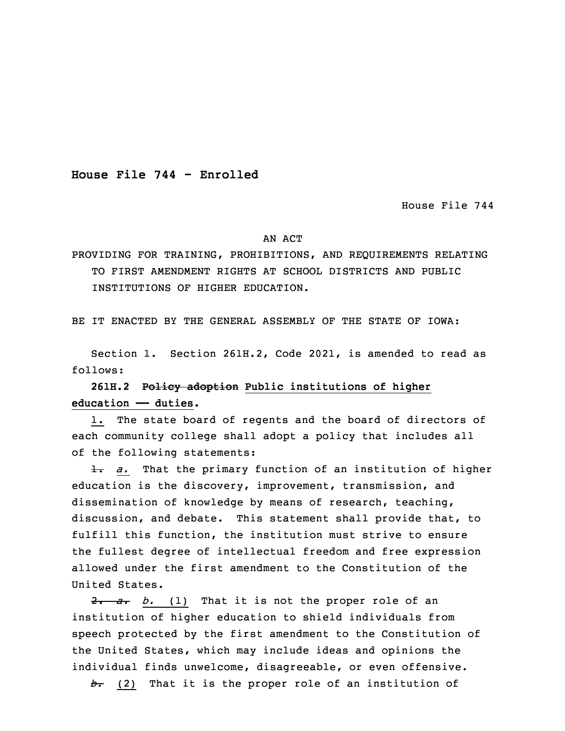**House File 744 - Enrolled**

House File 744

AN ACT

PROVIDING FOR TRAINING, PROHIBITIONS, AND REQUIREMENTS RELATING TO FIRST AMENDMENT RIGHTS AT SCHOOL DISTRICTS AND PUBLIC INSTITUTIONS OF HIGHER EDUCATION.

BE IT ENACTED BY THE GENERAL ASSEMBLY OF THE STATE OF IOWA:

Section 1. Section 261H.2, Code 2021, is amended to read as follows:

**261H.2 ~~Policy adoption~~ Public institutions of higher education —— duties.**

1. The state board of regents and the board of directors of each community college shall adopt a policy that includes all of the following statements:

~~1.~~ *a.* That the primary function of an institution of higher education is the discovery, improvement, transmission, and dissemination of knowledge by means of research, teaching, discussion, and debate. This statement shall provide that, to fulfill this function, the institution must strive to ensure the fullest degree of intellectual freedom and free expression allowed under the first amendment to the Constitution of the United States.

~~2. a.~~ *b.* (1) That it is not the proper role of an institution of higher education to shield individuals from speech protected by the first amendment to the Constitution of the United States, which may include ideas and opinions the individual finds unwelcome, disagreeable, or even offensive.

~~b.~~ (2) That it is the proper role of an institution of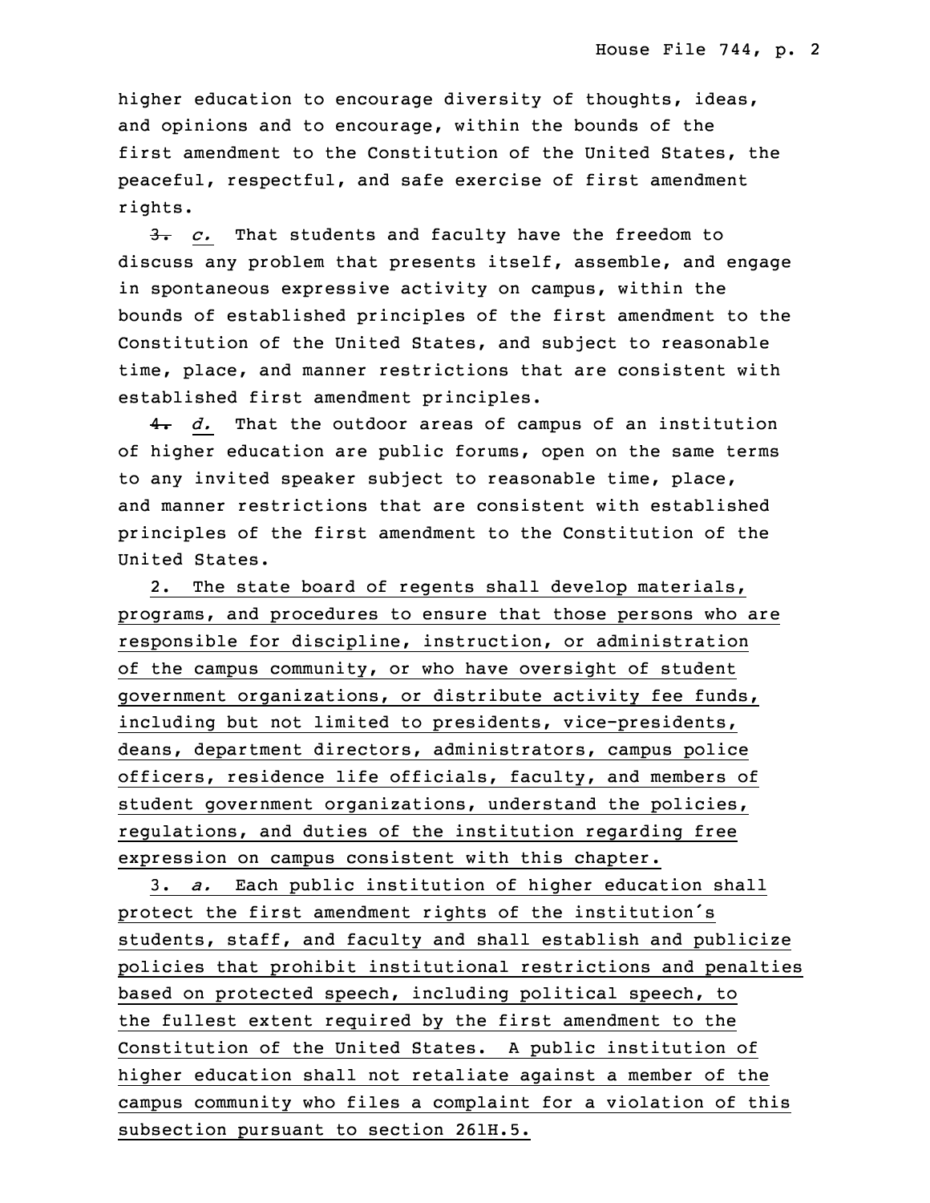higher education to encourage diversity of thoughts, ideas, and opinions and to encourage, within the bounds of the first amendment to the Constitution of the United States, the peaceful, respectful, and safe exercise of first amendment rights.

~~3.~~ *c.* That students and faculty have the freedom to discuss any problem that presents itself, assemble, and engage in spontaneous expressive activity on campus, within the bounds of established principles of the first amendment to the Constitution of the United States, and subject to reasonable time, place, and manner restrictions that are consistent with established first amendment principles.

~~4.~~ *d.* That the outdoor areas of campus of an institution of higher education are public forums, open on the same terms to any invited speaker subject to reasonable time, place, and manner restrictions that are consistent with established principles of the first amendment to the Constitution of the United States.

2. The state board of regents shall develop materials, programs, and procedures to ensure that those persons who are responsible for discipline, instruction, or administration of the campus community, or who have oversight of student government organizations, or distribute activity fee funds, including but not limited to presidents, vice-presidents, deans, department directors, administrators, campus police officers, residence life officials, faculty, and members of student government organizations, understand the policies, regulations, and duties of the institution regarding free expression on campus consistent with this chapter.

3. *a.* Each public institution of higher education shall protect the first amendment rights of the institution's students, staff, and faculty and shall establish and publicize policies that prohibit institutional restrictions and penalties based on protected speech, including political speech, to the fullest extent required by the first amendment to the Constitution of the United States. A public institution of higher education shall not retaliate against a member of the campus community who files a complaint for a violation of this subsection pursuant to section 261H.5.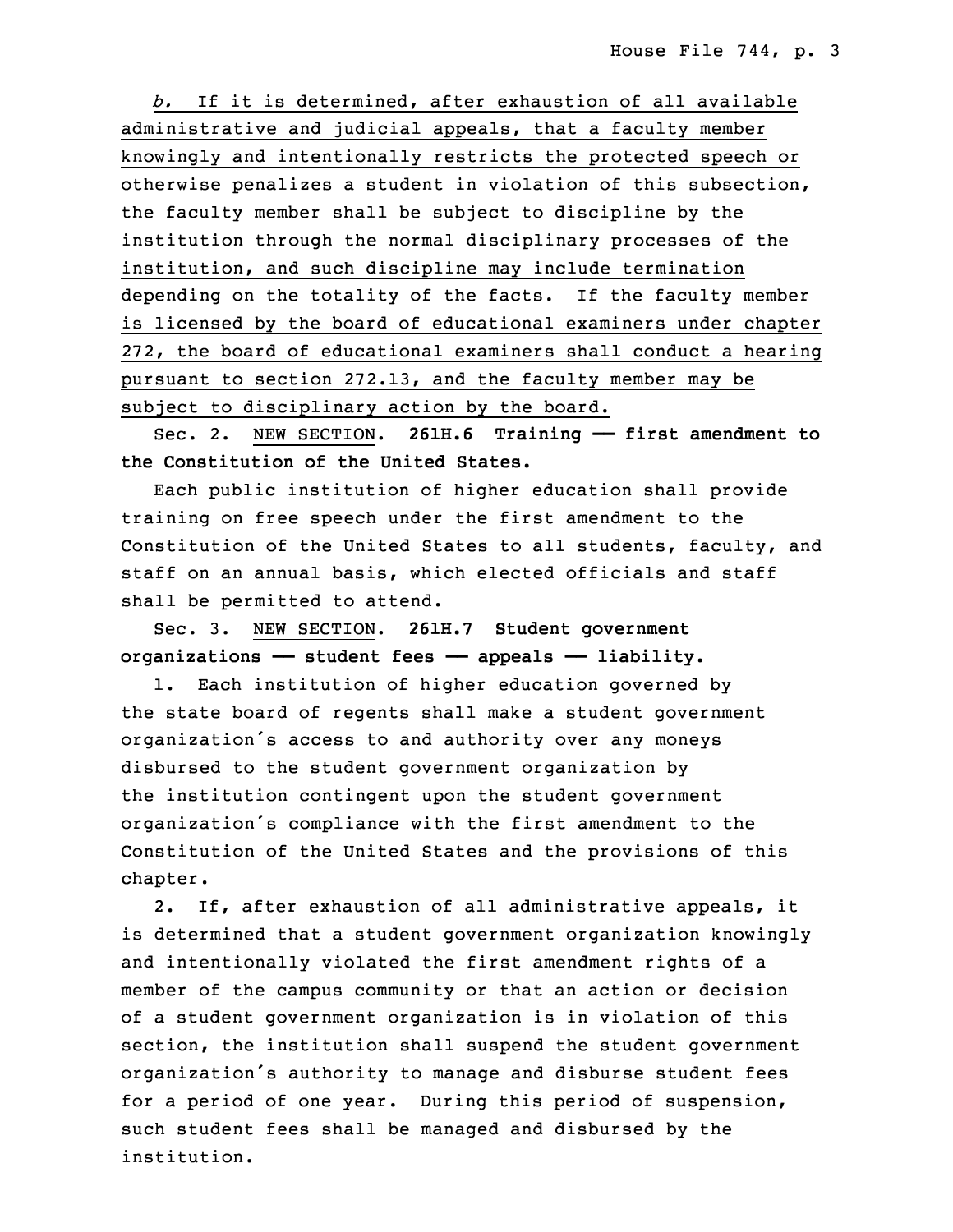*b.* If it is determined, after exhaustion of all available administrative and judicial appeals, that a faculty member knowingly and intentionally restricts the protected speech or otherwise penalizes a student in violation of this subsection, the faculty member shall be subject to discipline by the institution through the normal disciplinary processes of the institution, and such discipline may include termination depending on the totality of the facts. If the faculty member is licensed by the board of educational examiners under chapter 272, the board of educational examiners shall conduct a hearing pursuant to section 272.13, and the faculty member may be subject to disciplinary action by the board.

Sec. 2. NEW SECTION. **261H.6 Training —— first amendment to the Constitution of the United States.**

Each public institution of higher education shall provide training on free speech under the first amendment to the Constitution of the United States to all students, faculty, and staff on an annual basis, which elected officials and staff shall be permitted to attend.

Sec. 3. NEW SECTION. **261H.7 Student government organizations —— student fees —— appeals —— liability.**

1. Each institution of higher education governed by the state board of regents shall make a student government organization's access to and authority over any moneys disbursed to the student government organization by the institution contingent upon the student government organization's compliance with the first amendment to the Constitution of the United States and the provisions of this chapter.

2. If, after exhaustion of all administrative appeals, it is determined that a student government organization knowingly and intentionally violated the first amendment rights of a member of the campus community or that an action or decision of a student government organization is in violation of this section, the institution shall suspend the student government organization's authority to manage and disburse student fees for a period of one year. During this period of suspension, such student fees shall be managed and disbursed by the institution.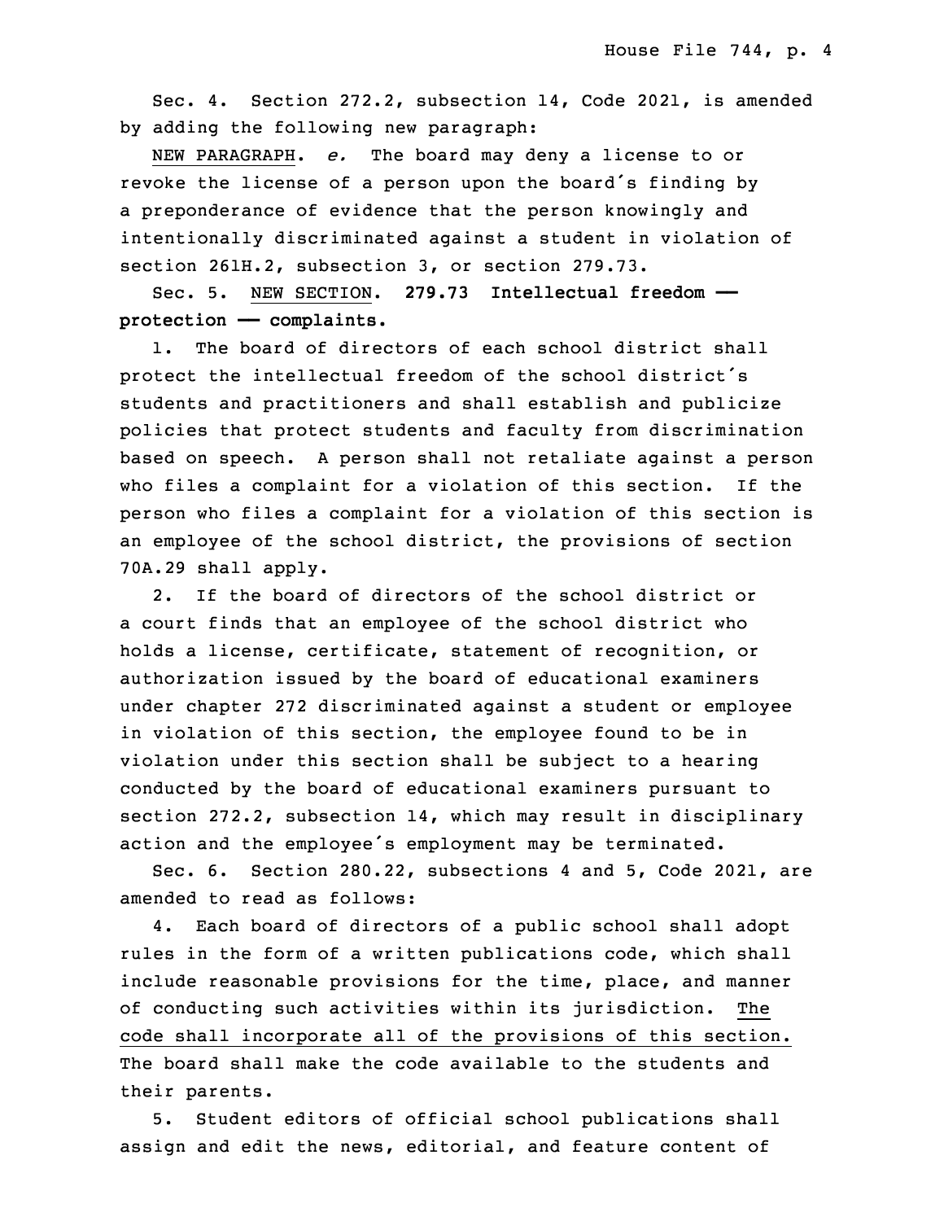Sec. 4. Section 272.2, subsection 14, Code 2021, is amended by adding the following new paragraph:

NEW PARAGRAPH. *e.* The board may deny a license to or revoke the license of a person upon the board's finding by a preponderance of evidence that the person knowingly and intentionally discriminated against a student in violation of section 261H.2, subsection 3, or section 279.73.

Sec. 5. NEW SECTION. **279.73 Intellectual freedom — protection — complaints.**

1. The board of directors of each school district shall protect the intellectual freedom of the school district's students and practitioners and shall establish and publicize policies that protect students and faculty from discrimination based on speech. A person shall not retaliate against a person who files a complaint for a violation of this section. If the person who files a complaint for a violation of this section is an employee of the school district, the provisions of section 70A.29 shall apply.

2. If the board of directors of the school district or a court finds that an employee of the school district who holds a license, certificate, statement of recognition, or authorization issued by the board of educational examiners under chapter 272 discriminated against a student or employee in violation of this section, the employee found to be in violation under this section shall be subject to a hearing conducted by the board of educational examiners pursuant to section 272.2, subsection 14, which may result in disciplinary action and the employee's employment may be terminated.

Sec. 6. Section 280.22, subsections 4 and 5, Code 2021, are amended to read as follows:

4. Each board of directors of a public school shall adopt rules in the form of a written publications code, which shall include reasonable provisions for the time, place, and manner of conducting such activities within its jurisdiction. The code shall incorporate all of the provisions of this section. The board shall make the code available to the students and their parents.

5. Student editors of official school publications shall assign and edit the news, editorial, and feature content of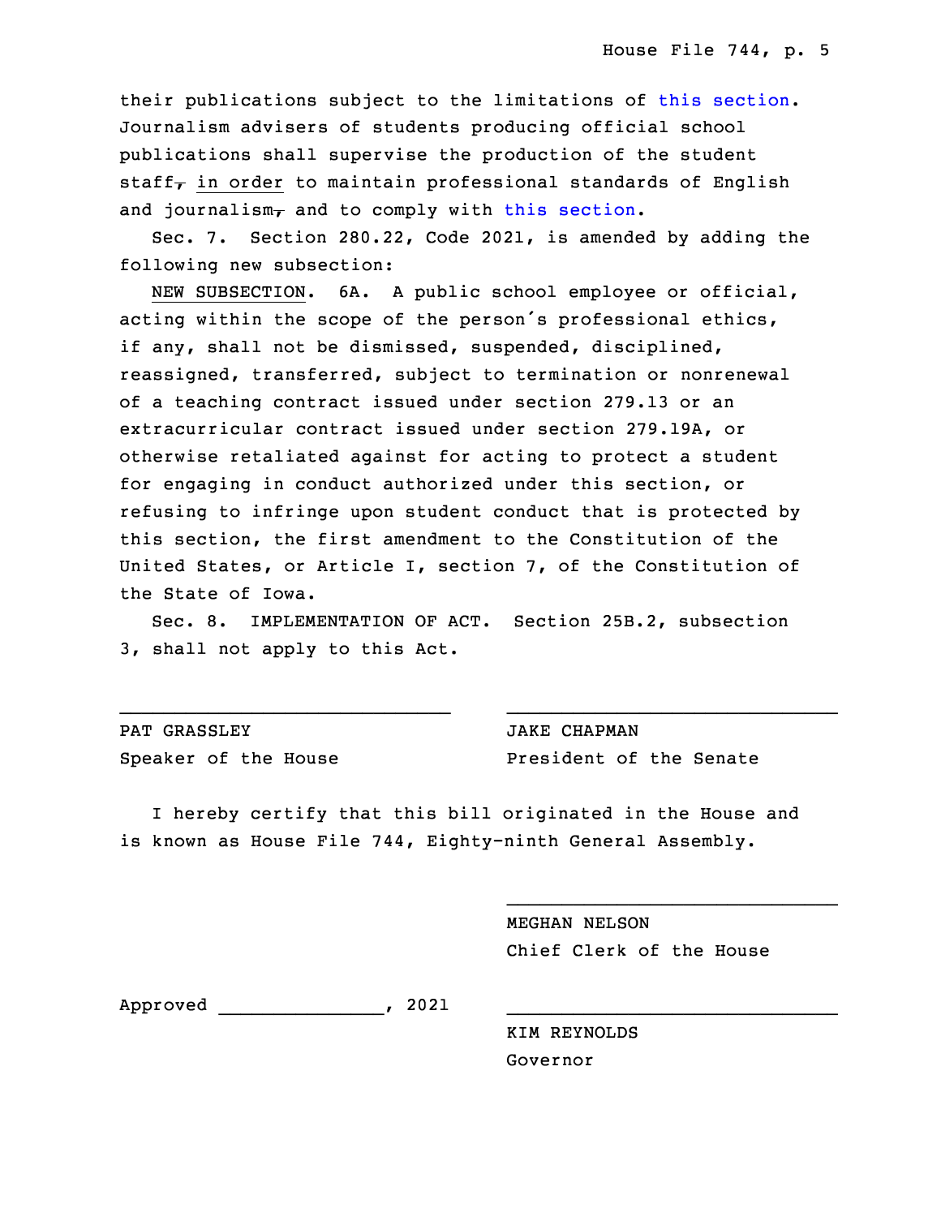their publications subject to the limitations of this section. Journalism advisers of students producing official school publications shall supervise the production of the student staff, in order to maintain professional standards of English and journalism, and to comply with this section.

Sec. 7. Section 280.22, Code 2021, is amended by adding the following new subsection:

NEW SUBSECTION. 6A. A public school employee or official, acting within the scope of the person's professional ethics, if any, shall not be dismissed, suspended, disciplined, reassigned, transferred, subject to termination or nonrenewal of a teaching contract issued under section 279.13 or an extracurricular contract issued under section 279.19A, or otherwise retaliated against for acting to protect a student for engaging in conduct authorized under this section, or refusing to infringe upon student conduct that is protected by this section, the first amendment to the Constitution of the United States, or Article I, section 7, of the Constitution of the State of Iowa.

Sec. 8. IMPLEMENTATION OF ACT. Section 25B.2, subsection 3, shall not apply to this Act.

PAT GRASSLEY
Speaker of the House

JAKE CHAPMAN
President of the Senate

I hereby certify that this bill originated in the House and is known as House File 744, Eighty-ninth General Assembly.

MEGHAN NELSON
Chief Clerk of the House

Approved _______________, 2021

KIM REYNOLDS
Governor